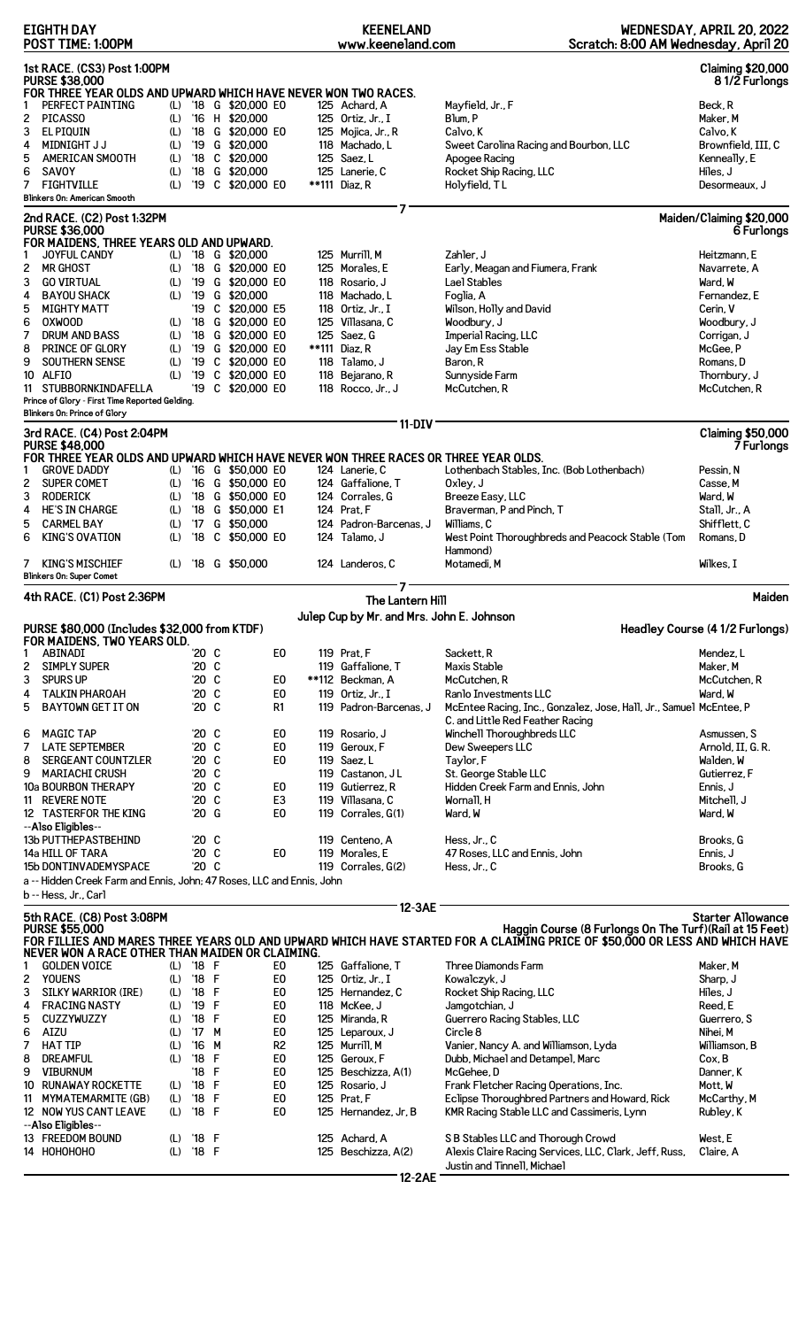**EIGHTH DAY** — **KEENELAND** — **WEDNESDAY, APRIL 20, 2022**

**POST TIME: 1:00PM** — www.keeneland.com — Scratch: 8:00 AM Wednesday, April 20

## 1st RACE. (CS3) Post 1:00PM

**Claiming $20,000 — 8 1/2 Furlongs**

**PURSE $38,000**

FOR THREE YEAR OLDS AND UPWARD WHICH HAVE NEVER WON TWO RACES.

| # | Horse | Med | Yr | Sex | Claim | Eq | Wt | Jockey | Owner | Trainer |
|---|---|---|---|---|---|---|---|---|---|---|
| 1 | PERFECT PAINTING | (L) | '18 | G | $20,000 | E0 | 125 | Achard, A | Mayfield, Jr., F | Beck, R |
| 2 | PICASSO | (L) | '16 | H | $20,000 | | 125 | Ortiz, Jr., I | Blum, P | Maker, M |
| 3 | EL PIQUIN | (L) | '18 | G | $20,000 | E0 | 125 | Mojica, Jr., R | Calvo, K | Calvo, K |
| 4 | MIDNIGHT J J | (L) | '19 | G | $20,000 | | 118 | Machado, L | Sweet Carolina Racing and Bourbon, LLC | Brownfield, III, C |
| 5 | AMERICAN SMOOTH | (L) | '18 | C | $20,000 | | 125 | Saez, L | Apogee Racing | Kenneally, E |
| 6 | SAVOY | (L) | '18 | G | $20,000 | | 125 | Lanerie, C | Rocket Ship Racing, LLC | Hiles, J |
| 7 | FIGHTVILLE | (L) | '19 | C | $20,000 | E0 | **111 | Diaz, R | Holyfield, T L | Desormeaux, J |

Blinkers On: American Smooth

7

## 2nd RACE. (C2) Post 1:32PM

**Maiden/Claiming $20,000 — 6 Furlongs**

**PURSE $36,000**

FOR MAIDENS, THREE YEARS OLD AND UPWARD.

| # | Horse | Med | Yr | Sex | Claim | Eq | Wt | Jockey | Owner | Trainer |
|---|---|---|---|---|---|---|---|---|---|---|
| 1 | JOYFUL CANDY | (L) | '18 | G | $20,000 | | 125 | Murrill, M | Zahler, J | Heitzmann, E |
| 2 | MR GHOST | (L) | '18 | G | $20,000 | E0 | 125 | Morales, E | Early, Meagan and Fiumera, Frank | Navarrete, A |
| 3 | GO VIRTUAL | (L) | '19 | G | $20,000 | E0 | 118 | Rosario, J | Lael Stables | Ward, W |
| 4 | BAYOU SHACK | (L) | '19 | G | $20,000 | | 118 | Machado, L | Foglia, A | Fernandez, E |
| 5 | MIGHTY MATT | | '19 | C | $20,000 | E5 | 118 | Ortiz, Jr., I | Wilson, Holly and David | Cerin, V |
| 6 | OXWOOD | (L) | '18 | G | $20,000 | E0 | 125 | Villasana, C | Woodbury, J | Woodbury, J |
| 7 | DRUM AND BASS | (L) | '18 | G | $20,000 | E0 | 125 | Saez, G | Imperial Racing, LLC | Corrigan, J |
| 8 | PRINCE OF GLORY | (L) | '19 | G | $20,000 | E0 | **111 | Diaz, R | Jay Em Ess Stable | McGee, P |
| 9 | SOUTHERN SENSE | (L) | '19 | C | $20,000 | E0 | 118 | Talamo, J | Baron, R | Romans, D |
| 10 | ALFIO | (L) | '19 | C | $20,000 | E0 | 118 | Bejarano, R | Sunnyside Farm | Thornbury, J |
| 11 | STUBBORNKINDAFELLA | | '19 | C | $20,000 | E0 | 118 | Rocco, Jr., J | McCutchen, R | McCutchen, R |

Prince of Glory - First Time Reported Gelding.
Blinkers On: Prince of Glory

11-DIV

## 3rd RACE. (C4) Post 2:04PM

**Claiming $50,000 — 7 Furlongs**

**PURSE $48,000**

FOR THREE YEAR OLDS AND UPWARD WHICH HAVE NEVER WON THREE RACES OR THREE YEAR OLDS.

| # | Horse | Med | Yr | Sex | Claim | Eq | Wt | Jockey | Owner | Trainer |
|---|---|---|---|---|---|---|---|---|---|---|
| 1 | GROVE DADDY | (L) | '16 | G | $50,000 | E0 | 124 | Lanerie, C | Lothenbach Stables, Inc. (Bob Lothenbach) | Pessin, N |
| 2 | SUPER COMET | (L) | '16 | G | $50,000 | E0 | 124 | Gaffalione, T | Oxley, J | Casse, M |
| 3 | RODERICK | (L) | '18 | G | $50,000 | E0 | 124 | Corrales, G | Breeze Easy, LLC | Ward, W |
| 4 | HE'S IN CHARGE | (L) | '18 | G | $50,000 | E1 | 124 | Prat, F | Braverman, P and Pinch, T | Stall, Jr., A |
| 5 | CARMEL BAY | (L) | '17 | G | $50,000 | | 124 | Padron-Barcenas, J | Williams, C | Shifflett, C |
| 6 | KING'S OVATION | (L) | '18 | C | $50,000 | E0 | 124 | Talamo, J | West Point Thoroughbreds and Peacock Stable (Tom Hammond) | Romans, D |
| 7 | KING'S MISCHIEF | (L) | '18 | G | $50,000 | | 124 | Landeros, C | Motamedi, M | Wilkes, I |

Blinkers On: Super Comet

7

## 4th RACE. (C1) Post 2:36PM

**The Lantern Hill — Maiden**

Julep Cup by Mr. and Mrs. John E. Johnson

**PURSE $80,000 (Includes $32,000 from KTDF)** — Headley Course (4 1/2 Furlongs)

FOR MAIDENS, TWO YEARS OLD.

| # | Horse | Yr | Sex | Eq | Wt | Jockey | Owner | Trainer |
|---|---|---|---|---|---|---|---|---|
| 1 | ABINADI | '20 | C | E0 | 119 | Prat, F | Sackett, R | Mendez, L |
| 2 | SIMPLY SUPER | '20 | C | | 119 | Gaffalione, T | Maxis Stable | Maker, M |
| 3 | SPURS UP | '20 | C | E0 | **112 | Beckman, A | McCutchen, R | McCutchen, R |
| 4 | TALKIN PHAROAH | '20 | C | E0 | 119 | Ortiz, Jr., I | Ranlo Investments LLC | Ward, W |
| 5 | BAYTOWN GET IT ON | '20 | C | R1 | 119 | Padron-Barcenas, J | McEntee Racing, Inc., Gonzalez, Jose, Hall, Jr., Samuel C. and Little Red Feather Racing | McEntee, P |
| 6 | MAGIC TAP | '20 | C | E0 | 119 | Rosario, J | Winchell Thoroughbreds LLC | Asmussen, S |
| 7 | LATE SEPTEMBER | '20 | C | E0 | 119 | Geroux, F | Dew Sweepers LLC | Arnold, II, G. R. |
| 8 | SERGEANT COUNTZLER | '20 | C | E0 | 119 | Saez, L | Taylor, F | Walden, W |
| 9 | MARIACHI CRUSH | '20 | C | | 119 | Castanon, J L | St. George Stable LLC | Gutierrez, F |
| 10a | BOURBON THERAPY | '20 | C | E0 | 119 | Gutierrez, R | Hidden Creek Farm and Ennis, John | Ennis, J |
| 11 | REVERE NOTE | '20 | C | E3 | 119 | Villasana, C | Wornall, H | Mitchell, J |
| 12 | TASTERFOR THE KING | '20 | G | E0 | 119 | Corrales, G(1) | Ward, W | Ward, W |
| --Also Eligibles-- | | | | | | | | |
| 13b | PUTTHEPASTBEHIND | '20 | C | | 119 | Centeno, A | Hess, Jr., C | Brooks, G |
| 14a | HILL OF TARA | '20 | C | E0 | 119 | Morales, E | 47 Roses, LLC and Ennis, John | Ennis, J |
| 15b | DONTINVADEMYSPACE | '20 | C | | 119 | Corrales, G(2) | Hess, Jr., C | Brooks, G |

a -- Hidden Creek Farm and Ennis, John; 47 Roses, LLC and Ennis, John
b -- Hess, Jr., Carl

12-3AE

## 5th RACE. (C8) Post 3:08PM

**Starter Allowance**

**PURSE $55,000** — Haggin Course (8 Furlongs On The Turf)(Rail at 15 Feet)

FOR FILLIES AND MARES THREE YEARS OLD AND UPWARD WHICH HAVE STARTED FOR A CLAIMING PRICE OF $50,000 OR LESS AND WHICH HAVE NEVER WON A RACE OTHER THAN MAIDEN OR CLAIMING.

| # | Horse | Med | Yr | Sex | Eq | Wt | Jockey | Owner | Trainer |
|---|---|---|---|---|---|---|---|---|---|
| 1 | GOLDEN VOICE | (L) | '18 | F | E0 | 125 | Gaffalione, T | Three Diamonds Farm | Maker, M |
| 2 | YOUENS | (L) | '18 | F | E0 | 125 | Ortiz, Jr., I | Kowalczyk, J | Sharp, J |
| 3 | SILKY WARRIOR (IRE) | (L) | '18 | F | E0 | 125 | Hernandez, C | Rocket Ship Racing, LLC | Hiles, J |
| 4 | FRACING NASTY | (L) | '19 | F | E0 | 118 | McKee, J | Jamgotchian, J | Reed, E |
| 5 | CUZZYWUZZY | (L) | '18 | F | E0 | 125 | Miranda, R | Guerrero Racing Stables, LLC | Guerrero, S |
| 6 | AIZU | (L) | '17 | M | E0 | 125 | Leparoux, J | Circle 8 | Nihei, M |
| 7 | HAT TIP | (L) | '16 | M | R2 | 125 | Murrill, M | Vanier, Nancy A. and Williamson, Lyda | Williamson, B |
| 8 | DREAMFUL | (L) | '18 | F | E0 | 125 | Geroux, F | Dubb, Michael and Detampel, Marc | Cox, B |
| 9 | VIBURNUM | | '18 | F | E0 | 125 | Beschizza, A(1) | McGehee, D | Danner, K |
| 10 | RUNAWAY ROCKETTE | (L) | '18 | F | E0 | 125 | Rosario, J | Frank Fletcher Racing Operations, Inc. | Mott, W |
| 11 | MYMATEMARMITE (GB) | (L) | '18 | F | E0 | 125 | Prat, F | Eclipse Thoroughbred Partners and Howard, Rick | McCarthy, M |
| 12 | NOW YUS CANT LEAVE | (L) | '18 | F | E0 | 125 | Hernandez, Jr, B | KMR Racing Stable LLC and Cassimeris, Lynn | Rubley, K |
| --Also Eligibles-- | | | | | | | | | |
| 13 | FREEDOM BOUND | (L) | '18 | F | | 125 | Achard, A | S B Stables LLC and Thorough Crowd | West, E |
| 14 | HOHOHOHO | (L) | '18 | F | | 125 | Beschizza, A(2) | Alexis Claire Racing Services, LLC, Clark, Jeff, Russ, Justin and Tinnell, Michael | Claire, A |

12-2AE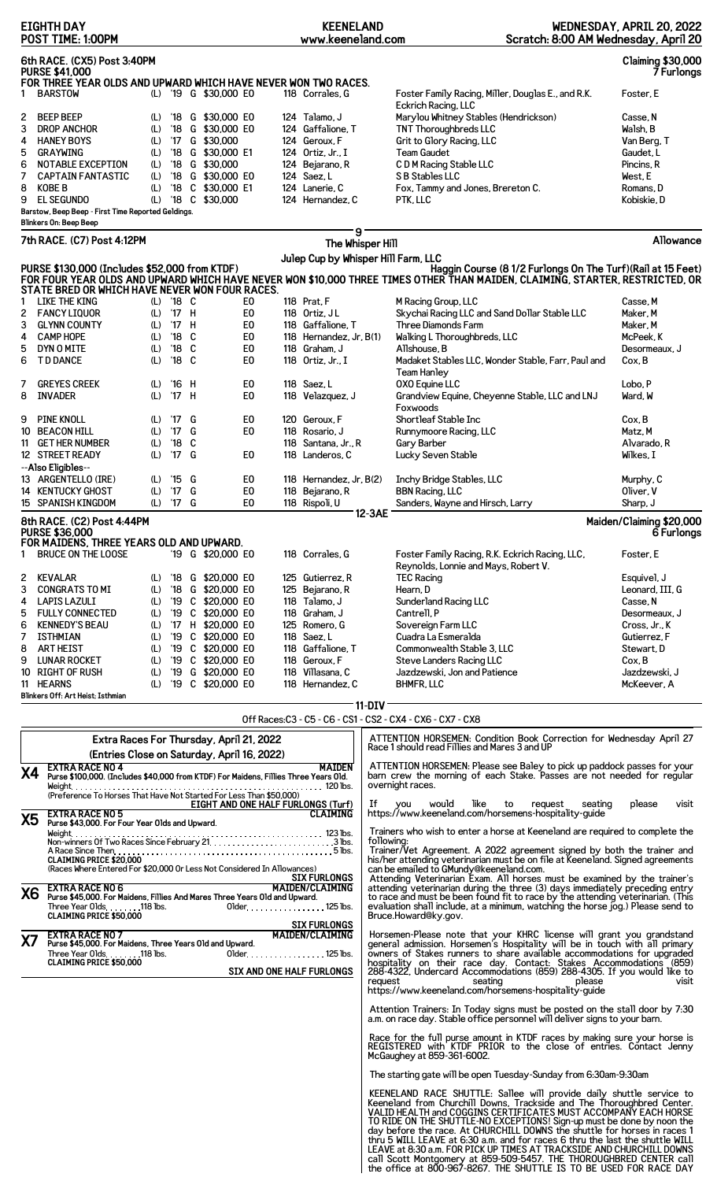**EIGHTH DAY** **KEENELAND** **WEDNESDAY, APRIL 20, 2022**
**POST TIME: 1:00PM** www.keeneland.com Scratch: 8:00 AM Wednesday, April 20

## 6th RACE. (CX5) Post 3:40PM

**Claiming $30,000**
**7 Furlongs**

**PURSE $41,000**
**FOR THREE YEAR OLDS AND UPWARD WHICH HAVE NEVER WON TWO RACES.**

| # | Horse | Med | Yr | Sex | Claim | | Wt | Jockey | Owner | Trainer |
|---|---|---|---|---|---|---|---|---|---|---|
| 1 | BARSTOW | (L) | '19 | G | $30,000 | E0 | 118 | Corrales, G | Foster Family Racing, Miller, Douglas E., and R.K. Eckrich Racing, LLC | Foster, E |
| 2 | BEEP BEEP | (L) | '18 | G | $30,000 | E0 | 124 | Talamo, J | Marylou Whitney Stables (Hendrickson) | Casse, N |
| 3 | DROP ANCHOR | (L) | '18 | G | $30,000 | E0 | 124 | Gaffalione, T | TNT Thoroughbreds LLC | Walsh, B |
| 4 | HANEY BOYS | (L) | '17 | G | $30,000 | | 124 | Geroux, F | Grit to Glory Racing, LLC | Van Berg, T |
| 5 | GRAYWING | (L) | '18 | G | $30,000 | E1 | 124 | Ortiz, Jr., I | Team Gaudet | Gaudet, L |
| 6 | NOTABLE EXCEPTION | (L) | '18 | G | $30,000 | | 124 | Bejarano, R | C D M Racing Stable LLC | Pincins, R |
| 7 | CAPTAIN FANTASTIC | (L) | '18 | G | $30,000 | E0 | 124 | Saez, L | S B Stables LLC | West, E |
| 8 | KOBE B | (L) | '18 | C | $30,000 | E1 | 124 | Lanerie, C | Fox, Tammy and Jones, Brereton C. | Romans, D |
| 9 | EL SEGUNDO | (L) | '18 | C | $30,000 | | 124 | Hernandez, C | PTK, LLC | Kobiskie, D |

Barstow, Beep Beep - First Time Reported Geldings.
Blinkers On: Beep Beep

**9**

## 7th RACE. (C7) Post 4:12PM

**The Whisper Hill**
**Julep Cup by Whisper Hill Farm, LLC**

**Allowance**

**PURSE $130,000 (Includes $52,000 from KTDF)** **Haggin Course (8 1/2 Furlongs On The Turf)(Rail at 15 Feet)**
**FOR FOUR YEAR OLDS AND UPWARD WHICH HAVE NEVER WON $10,000 THREE TIMES OTHER THAN MAIDEN, CLAIMING, STARTER, RESTRICTED, OR STATE BRED OR WHICH HAVE NEVER WON FOUR RACES.**

| # | Horse | Med | Yr | Sex | | Wt | Jockey | Owner | Trainer |
|---|---|---|---|---|---|---|---|---|---|
| 1 | LIKE THE KING | (L) | '18 | C | E0 | 118 | Prat, F | M Racing Group, LLC | Casse, M |
| 2 | FANCY LIQUOR | (L) | '17 | H | E0 | 118 | Ortiz, J L | Skychai Racing LLC and Sand Dollar Stable LLC | Maker, M |
| 3 | GLYNN COUNTY | (L) | '17 | H | E0 | 118 | Gaffalione, T | Three Diamonds Farm | Maker, M |
| 4 | CAMP HOPE | (L) | '18 | C | E0 | 118 | Hernandez, Jr, B(1) | Walking L Thoroughbreds, LLC | McPeek, K |
| 5 | DYN O MITE | (L) | '18 | C | E0 | 118 | Graham, J | Allshouse, B | Desormeaux, J |
| 6 | T D DANCE | (L) | '18 | C | E0 | 118 | Ortiz, Jr., I | Madaket Stables LLC, Wonder Stable, Farr, Paul and Team Hanley | Cox, B |
| 7 | GREYES CREEK | (L) | '16 | H | E0 | 118 | Saez, L | OXO Equine LLC | Lobo, P |
| 8 | INVADER | (L) | '17 | H | E0 | 118 | Velazquez, J | Grandview Equine, Cheyenne Stable, LLC and LNJ Foxwoods | Ward, W |
| 9 | PINE KNOLL | (L) | '17 | G | E0 | 120 | Geroux, F | Shortleaf Stable Inc | Cox, B |
| 10 | BEACON HILL | (L) | '17 | G | E0 | 118 | Rosario, J | Runnymoore Racing, LLC | Matz, M |
| 11 | GET HER NUMBER | (L) | '18 | C | | 118 | Santana, Jr., R | Gary Barber | Alvarado, R |
| 12 | STREET READY | (L) | '17 | G | E0 | 118 | Landeros, C | Lucky Seven Stable | Wilkes, I |
| | --Also Eligibles-- | | | | | | | | |
| 13 | ARGENTELLO (IRE) | (L) | '15 | G | E0 | 118 | Hernandez, Jr, B(2) | Inchy Bridge Stables, LLC | Murphy, C |
| 14 | KENTUCKY GHOST | (L) | '17 | G | E0 | 118 | Bejarano, R | BBN Racing, LLC | Oliver, V |
| 15 | SPANISH KINGDOM | (L) | '17 | G | E0 | 118 | Rispoli, U | Sanders, Wayne and Hirsch, Larry | Sharp, J |

**12-3AE**

## 8th RACE. (C2) Post 4:44PM

**Maiden/Claiming $20,000**
**6 Furlongs**

**PURSE $36,000**
**FOR MAIDENS, THREE YEARS OLD AND UPWARD.**

| # | Horse | Med | Yr | Sex | Claim | | Wt | Jockey | Owner | Trainer |
|---|---|---|---|---|---|---|---|---|---|---|
| 1 | BRUCE ON THE LOOSE | | '19 | G | $20,000 | E0 | 118 | Corrales, G | Foster Family Racing, R.K. Eckrich Racing, LLC, Reynolds, Lonnie and Mays, Robert V. | Foster, E |
| 2 | KEVALAR | (L) | '18 | G | $20,000 | E0 | 125 | Gutierrez, R | TEC Racing | Esquivel, J |
| 3 | CONGRATS TO MI | (L) | '18 | G | $20,000 | E0 | 125 | Bejarano, R | Hearn, D | Leonard, III, G |
| 4 | LAPIS LAZULI | (L) | '19 | C | $20,000 | E0 | 118 | Talamo, J | Sunderland Racing LLC | Casse, N |
| 5 | FULLY CONNECTED | (L) | '19 | C | $20,000 | E0 | 118 | Graham, J | Cantrell, P | Desormeaux, J |
| 6 | KENNEDY'S BEAU | (L) | '17 | H | $20,000 | E0 | 125 | Romero, G | Sovereign Farm LLC | Cross, Jr., K |
| 7 | ISTHMIAN | (L) | '19 | C | $20,000 | E0 | 118 | Saez, L | Cuadra La Esmeralda | Gutierrez, F |
| 8 | ART HEIST | (L) | '19 | C | $20,000 | E0 | 118 | Gaffalione, T | Commonwealth Stable 3, LLC | Stewart, D |
| 9 | LUNAR ROCKET | (L) | '19 | C | $20,000 | E0 | 118 | Geroux, F | Steve Landers Racing LLC | Cox, B |
| 10 | RIGHT OF RUSH | (L) | '19 | G | $20,000 | E0 | 118 | Villasana, C | Jazdzewski, Jon and Patience | Jazdzewski, J |
| 11 | HEARNS | (L) | '19 | C | $20,000 | E0 | 118 | Hernandez, C | BHMFR, LLC | McKeever, A |

Blinkers Off: Art Heist; Isthmian

**11-DIV**

Off Races:C3 - C5 - C6 - CS1 - CS2 - CX4 - CX6 - CX7 - CX8

### Extra Races For Thursday, April 21, 2022
**(Entries Close on Saturday, April 16, 2022)**

**X4** **EXTRA RACE NO 4** — **MAIDEN**
**Purse $100,000. (Includes $40,000 from KTDF) For Maidens, Fillies Three Years Old.**
Weight. . . . . . . . . . 120 lbs.
(Preference To Horses That Have Not Started For Less Than $50,000)
**EIGHT AND ONE HALF FURLONGS (Turf)**

**X5** **EXTRA RACE NO 5** — **CLAIMING**
**Purse $43,000. For Four Year Olds and Upward.**
Weight. . . . . . . . . . 123 lbs.
Non-winners Of Two Races Since February 21. . . . . . . . . . 3 lbs.
A Race Since Then. . . . . . . . . . 5 lbs.
**CLAIMING PRICE $20,000**
(Races Where Entered For $20,000 Or Less Not Considered In Allowances)
**SIX FURLONGS**

**X6** **EXTRA RACE NO 6** — **MAIDEN/CLAIMING**
**Purse $45,000. For Maidens, Fillies and Mares Three Years Old and Upward.**
Three Year Olds. . . . . . . 118 lbs. Older. . . . . . . . . . 125 lbs.
**CLAIMING PRICE $50,000**
**SIX FURLONGS**

**X7** **EXTRA RACE NO 7** — **MAIDEN/CLAIMING**
**Purse $45,000. For Maidens, Three Years Old and Upward.**
Three Year Olds. . . . . . . 118 lbs. Older. . . . . . . . . . 125 lbs.
**CLAIMING PRICE $50,000**
**SIX AND ONE HALF FURLONGS**

ATTENTION HORSEMEN: Condition Book Correction for Wednesday April 27 Race 1 should read Fillies and Mares 3 and UP

ATTENTION HORSEMEN: Please see Baley to pick up paddock passes for your barn crew the morning of each Stake. Passes are not needed for regular overnight races.

If you would like to request seating please visit https://www.keeneland.com/horsemens-hospitality-guide

Trainers who wish to enter a horse at Keeneland are required to complete the following:
Trainer/Vet Agreement. A 2022 agreement signed by both the trainer and his/her attending veterinarian must be on file at Keeneland. Signed agreements can be emailed to GMundy@keeneland.com.
Attending Veterinarian Exam. All horses must be examined by the trainer's attending veterinarian during the three (3) days immediately preceding entry to race and must be been found fit to race by the attending veterinarian. (This evaluation shall include, at a minimum, watching the horse jog.) Please send to Bruce.Howard@ky.gov.

Horsemen-Please note that your KHRC license will grant you grandstand general admission. Horsemen's Hospitality will be in touch with all primary owners of Stakes runners to share available accommodations for upgraded hospitality on their race day. Contact: Stakes Accommodations (859) 288-4322, Undercard Accommodations (859) 288-4305. If you would like to request seating please visit https://www.keeneland.com/horsemens-hospitality-guide

Attention Trainers: In Today signs must be posted on the stall door by 7:30 a.m. on race day. Stable office personnel will deliver signs to your barn.

Race for the full purse amount in KTDF races by making sure your horse is REGISTERED with KTDF PRIOR to the close of entries. Contact Jenny McGaughey at 859-361-6002.

The starting gate will be open Tuesday-Sunday from 6:30am-9:30am

KEENELAND RACE SHUTTLE: Sallee will provide daily shuttle service to Keeneland from Churchill Downs, Trackside and The Thoroughbred Center. VALID HEALTH and COGGINS CERTIFICATES MUST ACCOMPANY EACH HORSE TO RIDE ON THE SHUTTLE-NO EXCEPTIONS! Sign-up must be done by noon the day before the race. At CHURCHILL DOWNS the shuttle for horses in races 1 thru 5 WILL LEAVE at 6:30 a.m. and for races 6 thru the last the shuttle WILL LEAVE at 8:30 a.m. FOR PICK UP TIMES AT TRACKSIDE AND CHURCHILL DOWNS call Scott Montgomery at 859-509-5457. THE THOROUGHBRED CENTER call the office at 800-967-8267. THE SHUTTLE IS TO BE USED FOR RACE DAY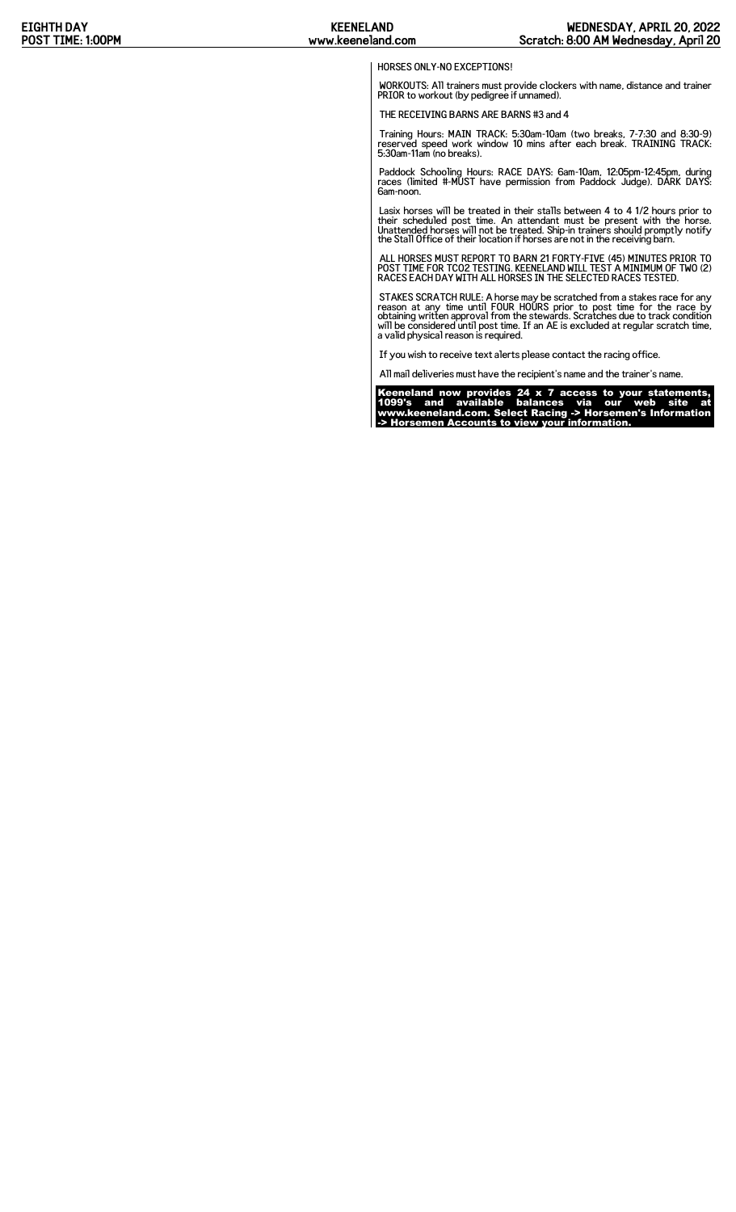HORSES ONLY-NO EXCEPTIONS!

WORKOUTS: All trainers must provide clockers with name, distance and trainer PRIOR to workout (by pedigree if unnamed).

THE RECEIVING BARNS ARE BARNS #3 and 4

Training Hours: MAIN TRACK: 5:30am-10am (two breaks, 7-7:30 and 8:30-9) reserved speed work window 10 mins after each break. TRAINING TRACK: 5:30am-11am (no breaks).

Paddock Schooling Hours: RACE DAYS: 6am-10am, 12:05pm-12:45pm, during races (limited #-MUST have permission from Paddock Judge). DARK DAYS: 6am-noon.

Lasix horses will be treated in their stalls between 4 to 4 1/2 hours prior to their scheduled post time. An attendant must be present with the horse. Unattended horses will not be treated. Ship-in trainers should promptly notify the Stall Office of their location if horses are not in the receiving barn.

ALL HORSES MUST REPORT TO BARN 21 FORTY-FIVE (45) MINUTES PRIOR TO POST TIME FOR TCO2 TESTING. KEENELAND WILL TEST A MINIMUM OF TWO (2) RACES EACH DAY WITH ALL HORSES IN THE SELECTED RACES TESTED.

STAKES SCRATCH RULE: A horse may be scratched from a stakes race for any reason at any time until FOUR HOURS prior to post time for the race by obtaining written approval from the stewards. Scratches due to track condition will be considered until post time. If an AE is excluded at regular scratch time, a valid physical reason is required.

If you wish to receive text alerts please contact the racing office.

All mail deliveries must have the recipient's name and the trainer's name.

**Keeneland now provides 24 x 7 access to your statements, 1099's and available balances via our web site at www.keeneland.com. Select Racing -> Horsemen's Information -> Horsemen Accounts to view your information.**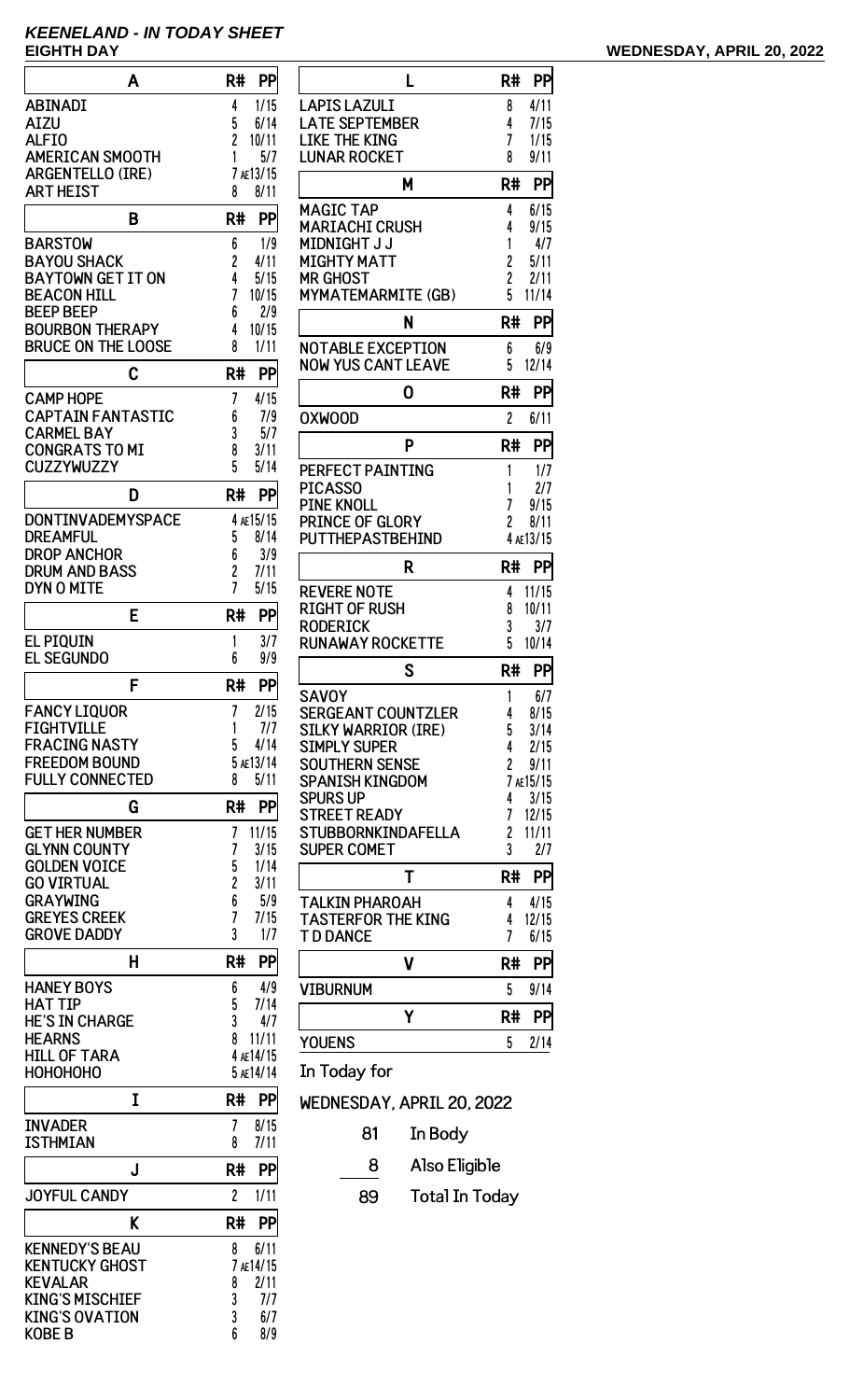## KEENELAND - IN TODAY SHEET

**EIGHTH DAY** **WEDNESDAY, APRIL 20, 2022**

| A | R# | PP |
|---|---|---|
| ABINADI | 4 | 1/15 |
| AIZU | 5 | 6/14 |
| ALFIO | 2 | 10/11 |
| AMERICAN SMOOTH | 1 | 5/7 |
| ARGENTELLO (IRE) | 7 AE | 13/15 |
| ART HEIST | 8 | 8/11 |

| B | R# | PP |
|---|---|---|
| BARSTOW | 6 | 1/9 |
| BAYOU SHACK | 2 | 4/11 |
| BAYTOWN GET IT ON | 4 | 5/15 |
| BEACON HILL | 7 | 10/15 |
| BEEP BEEP | 6 | 2/9 |
| BOURBON THERAPY | 4 | 10/15 |
| BRUCE ON THE LOOSE | 8 | 1/11 |

| C | R# | PP |
|---|---|---|
| CAMP HOPE | 7 | 4/15 |
| CAPTAIN FANTASTIC | 6 | 7/9 |
| CARMEL BAY | 3 | 5/7 |
| CONGRATS TO MI | 8 | 3/11 |
| CUZZYWUZZY | 5 | 5/14 |

| D | R# | PP |
|---|---|---|
| DONTINVADEMYSPACE | 4 AE | 15/15 |
| DREAMFUL | 5 | 8/14 |
| DROP ANCHOR | 6 | 3/9 |
| DRUM AND BASS | 2 | 7/11 |
| DYN O MITE | 7 | 5/15 |

| E | R# | PP |
|---|---|---|
| EL PIQUIN | 1 | 3/7 |
| EL SEGUNDO | 6 | 9/9 |

| F | R# | PP |
|---|---|---|
| FANCY LIQUOR | 7 | 2/15 |
| FIGHTVILLE | 1 | 7/7 |
| FRACING NASTY | 5 | 4/14 |
| FREEDOM BOUND | 5 AE | 13/14 |
| FULLY CONNECTED | 8 | 5/11 |

| G | R# | PP |
|---|---|---|
| GET HER NUMBER | 7 | 11/15 |
| GLYNN COUNTY | 7 | 3/15 |
| GOLDEN VOICE | 5 | 1/14 |
| GO VIRTUAL | 2 | 3/11 |
| GRAYWING | 6 | 5/9 |
| GREYES CREEK | 7 | 7/15 |
| GROVE DADDY | 3 | 1/7 |

| H | R# | PP |
|---|---|---|
| HANEY BOYS | 6 | 4/9 |
| HAT TIP | 5 | 7/14 |
| HE'S IN CHARGE | 3 | 4/7 |
| HEARNS | 8 | 11/11 |
| HILL OF TARA | 4 AE | 14/15 |
| HOHOHOHO | 5 AE | 14/14 |

| I | R# | PP |
|---|---|---|
| INVADER | 7 | 8/15 |
| ISTHMIAN | 8 | 7/11 |

| J | R# | PP |
|---|---|---|
| JOYFUL CANDY | 2 | 1/11 |

| K | R# | PP |
|---|---|---|
| KENNEDY'S BEAU | 8 | 6/11 |
| KENTUCKY GHOST | 7 AE | 14/15 |
| KEVALAR | 8 | 2/11 |
| KING'S MISCHIEF | 3 | 7/7 |
| KING'S OVATION | 3 | 6/7 |
| KOBE B | 6 | 8/9 |

| L | R# | PP |
|---|---|---|
| LAPIS LAZULI | 8 | 4/11 |
| LATE SEPTEMBER | 4 | 7/15 |
| LIKE THE KING | 7 | 1/15 |
| LUNAR ROCKET | 8 | 9/11 |

| M | R# | PP |
|---|---|---|
| MAGIC TAP | 4 | 6/15 |
| MARIACHI CRUSH | 4 | 9/15 |
| MIDNIGHT J J | 1 | 4/7 |
| MIGHTY MATT | 2 | 5/11 |
| MR GHOST | 2 | 2/11 |
| MYMATEMARMITE (GB) | 5 | 11/14 |

| N | R# | PP |
|---|---|---|
| NOTABLE EXCEPTION | 6 | 6/9 |
| NOW YUS CANT LEAVE | 5 | 12/14 |

| O | R# | PP |
|---|---|---|
| OXWOOD | 2 | 6/11 |

| P | R# | PP |
|---|---|---|
| PERFECT PAINTING | 1 | 1/7 |
| PICASSO | 1 | 2/7 |
| PINE KNOLL | 7 | 9/15 |
| PRINCE OF GLORY | 2 | 8/11 |
| PUTTHEPASTBEHIND | 4 AE | 13/15 |

| R | R# | PP |
|---|---|---|
| REVERE NOTE | 4 | 11/15 |
| RIGHT OF RUSH | 8 | 10/11 |
| RODERICK | 3 | 3/7 |
| RUNAWAY ROCKETTE | 5 | 10/14 |

| S | R# | PP |
|---|---|---|
| SAVOY | 1 | 6/7 |
| SERGEANT COUNTZLER | 4 | 8/15 |
| SILKY WARRIOR (IRE) | 5 | 3/14 |
| SIMPLY SUPER | 4 | 2/15 |
| SOUTHERN SENSE | 2 | 9/11 |
| SPANISH KINGDOM | 7 AE | 15/15 |
| SPURS UP | 4 | 3/15 |
| STREET READY | 7 | 12/15 |
| STUBBORNKINDAFELLA | 2 | 11/11 |
| SUPER COMET | 3 | 2/7 |

| T | R# | PP |
|---|---|---|
| TALKIN PHAROAH | 4 | 4/15 |
| TASTERFOR THE KING | 4 | 12/15 |
| T D DANCE | 7 | 6/15 |

| V | R# | PP |
|---|---|---|
| VIBURNUM | 5 | 9/14 |

| Y | R# | PP |
|---|---|---|
| YOUENS | 5 | 2/14 |

In Today for

WEDNESDAY, APRIL 20, 2022

| | |
|---|---|
| 81 | In Body |
| 8 | Also Eligible |
| 89 | Total In Today |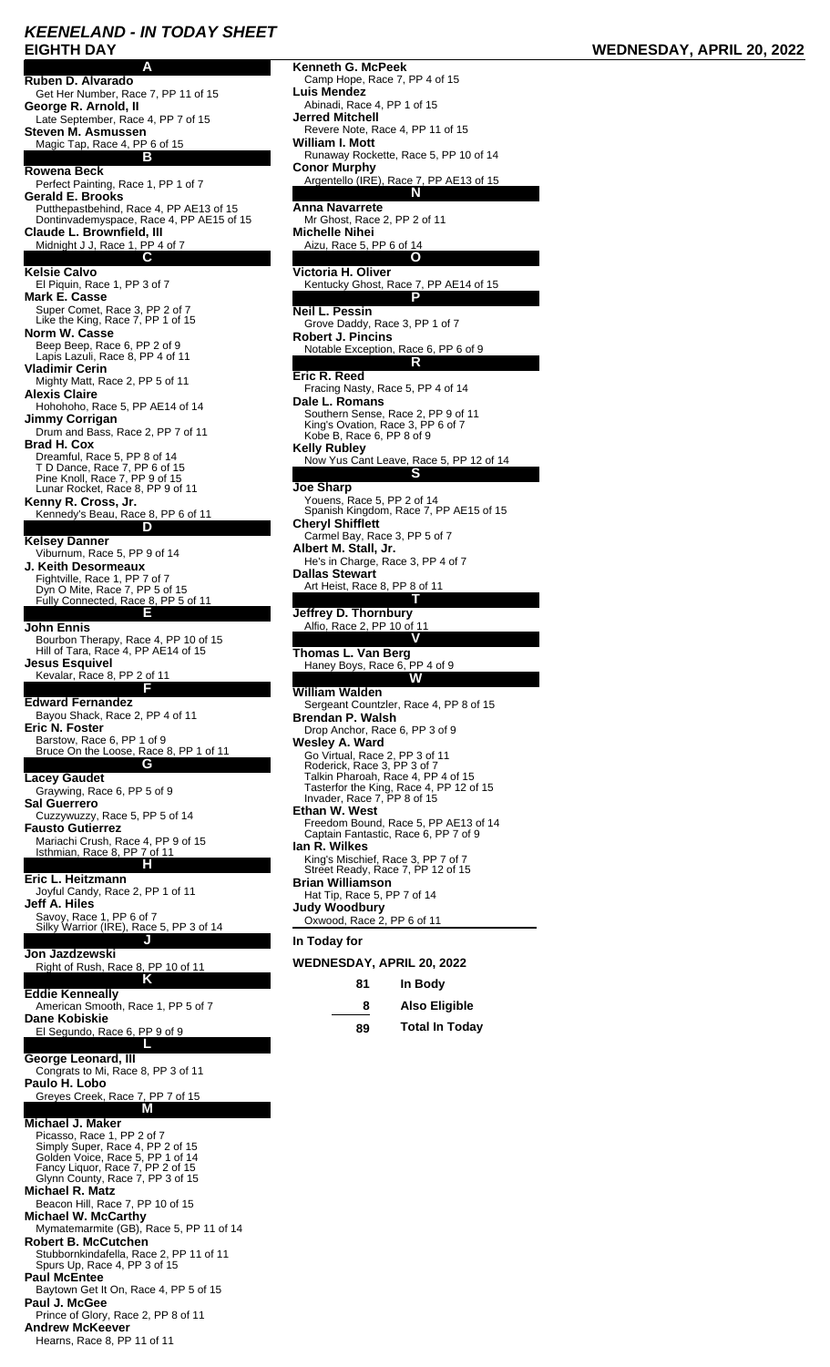# KEENELAND - IN TODAY SHEET

## EIGHTH DAY

## WEDNESDAY, APRIL 20, 2022

### A

**Ruben D. Alvarado**
Get Her Number, Race 7, PP 11 of 15

**George R. Arnold, II**
Late September, Race 4, PP 7 of 15

**Steven M. Asmussen**
Magic Tap, Race 4, PP 6 of 15

### B

**Rowena Beck**
Perfect Painting, Race 1, PP 1 of 7

**Gerald E. Brooks**
Putthepastbehind, Race 4, PP AE13 of 15
Dontinvademyspace, Race 4, PP AE15 of 15

**Claude L. Brownfield, III**
Midnight J J, Race 1, PP 4 of 7

### C

**Kelsie Calvo**
El Piquin, Race 1, PP 3 of 7

**Mark E. Casse**
Super Comet, Race 3, PP 2 of 7
Like the King, Race 7, PP 1 of 15

**Norm W. Casse**
Beep Beep, Race 6, PP 2 of 9
Lapis Lazuli, Race 8, PP 4 of 11

**Vladimir Cerin**
Mighty Matt, Race 2, PP 5 of 11

**Alexis Claire**
Hohohoho, Race 5, PP AE14 of 14

**Jimmy Corrigan**
Drum and Bass, Race 2, PP 7 of 11

**Brad H. Cox**
Dreamful, Race 5, PP 8 of 14
T D Dance, Race 7, PP 6 of 15
Pine Knoll, Race 7, PP 9 of 15
Lunar Rocket, Race 8, PP 9 of 11

**Kenny R. Cross, Jr.**
Kennedy's Beau, Race 8, PP 6 of 11

### D

**Kelsey Danner**
Viburnum, Race 5, PP 9 of 14

**J. Keith Desormeaux**
Fightville, Race 1, PP 7 of 7
Dyn O Mite, Race 7, PP 5 of 15
Fully Connected, Race 8, PP 5 of 11

### E

**John Ennis**
Bourbon Therapy, Race 4, PP 10 of 15
Hill of Tara, Race 4, PP AE14 of 15

**Jesus Esquivel**
Kevalar, Race 8, PP 2 of 11

### F

**Edward Fernandez**
Bayou Shack, Race 2, PP 4 of 11

**Eric N. Foster**
Barstow, Race 6, PP 1 of 9
Bruce On the Loose, Race 8, PP 1 of 11

### G

**Lacey Gaudet**
Graywing, Race 6, PP 5 of 9

**Sal Guerrero**
Cuzzywuzzy, Race 5, PP 5 of 14

**Fausto Gutierrez**
Mariachi Crush, Race 4, PP 9 of 15
Isthmian, Race 8, PP 7 of 11

### H

**Eric L. Heitzmann**
Joyful Candy, Race 2, PP 1 of 11

**Jeff A. Hiles**
Savoy, Race 1, PP 6 of 7
Silky Warrior (IRE), Race 5, PP 3 of 14

### J

**Jon Jazdzewski**
Right of Rush, Race 8, PP 10 of 11

### K

**Eddie Kenneally**
American Smooth, Race 1, PP 5 of 7

**Dane Kobiskie**
El Segundo, Race 6, PP 9 of 9

### L

**George Leonard, III**
Congrats to Mi, Race 8, PP 3 of 11

**Paulo H. Lobo**
Greyes Creek, Race 7, PP 7 of 15

### M

**Michael J. Maker**
Picasso, Race 1, PP 2 of 7
Simply Super, Race 4, PP 2 of 15
Golden Voice, Race 5, PP 1 of 14
Fancy Liquor, Race 7, PP 2 of 15
Glynn County, Race 7, PP 3 of 15

**Michael R. Matz**
Beacon Hill, Race 7, PP 10 of 15

**Michael W. McCarthy**
Mymatemarmite (GB), Race 5, PP 11 of 14

**Robert B. McCutchen**
Stubbornkindafella, Race 2, PP 11 of 11
Spurs Up, Race 4, PP 3 of 15

**Paul McEntee**
Baytown Get It On, Race 4, PP 5 of 15

**Paul J. McGee**
Prince of Glory, Race 2, PP 8 of 11

**Andrew McKeever**
Hearns, Race 8, PP 11 of 11

**Kenneth G. McPeek**
Camp Hope, Race 7, PP 4 of 15

**Luis Mendez**
Abinadi, Race 4, PP 1 of 15

**Jerred Mitchell**
Revere Note, Race 4, PP 11 of 15

**William I. Mott**
Runaway Rockette, Race 5, PP 10 of 14

**Conor Murphy**
Argentello (IRE), Race 7, PP AE13 of 15

### N

**Anna Navarrete**
Mr Ghost, Race 2, PP 2 of 11

**Michelle Nihei**
Aizu, Race 5, PP 6 of 14

### O

**Victoria H. Oliver**
Kentucky Ghost, Race 7, PP AE14 of 15

### P

**Neil L. Pessin**
Grove Daddy, Race 3, PP 1 of 7

**Robert J. Pincins**
Notable Exception, Race 6, PP 6 of 9

### R

**Eric R. Reed**
Fracing Nasty, Race 5, PP 4 of 14

**Dale L. Romans**
Southern Sense, Race 2, PP 9 of 11
King's Ovation, Race 3, PP 6 of 7
Kobe B, Race 6, PP 8 of 9

**Kelly Rubley**
Now Yus Cant Leave, Race 5, PP 12 of 14

### S

**Joe Sharp**
Youens, Race 5, PP 2 of 14
Spanish Kingdom, Race 7, PP AE15 of 15

**Cheryl Shifflett**
Carmel Bay, Race 3, PP 5 of 7

**Albert M. Stall, Jr.**
He's in Charge, Race 3, PP 4 of 7

**Dallas Stewart**
Art Heist, Race 8, PP 8 of 11

### T

**Jeffrey D. Thornbury**
Alfio, Race 2, PP 10 of 11

### V

**Thomas L. Van Berg**
Haney Boys, Race 6, PP 4 of 9

### W

**William Walden**
Sergeant Countzler, Race 4, PP 8 of 15

**Brendan P. Walsh**
Drop Anchor, Race 6, PP 3 of 9

**Wesley A. Ward**
Go Virtual, Race 2, PP 3 of 11
Roderick, Race 3, PP 3 of 7
Talkin Pharoah, Race 4, PP 4 of 15
Tasterfor the King, Race 4, PP 12 of 15
Invader, Race 7, PP 8 of 15

**Ethan W. West**
Freedom Bound, Race 5, PP AE13 of 14
Captain Fantastic, Race 6, PP 7 of 9

**Ian R. Wilkes**
King's Mischief, Race 3, PP 7 of 7
Street Ready, Race 7, PP 12 of 15

**Brian Williamson**
Hat Tip, Race 5, PP 7 of 14

**Judy Woodbury**
Oxwood, Race 2, PP 6 of 11

**In Today for**

**WEDNESDAY, APRIL 20, 2022**

| | |
|---|---|
| 81 | In Body |
| 8 | Also Eligible |
| 89 | Total In Today |